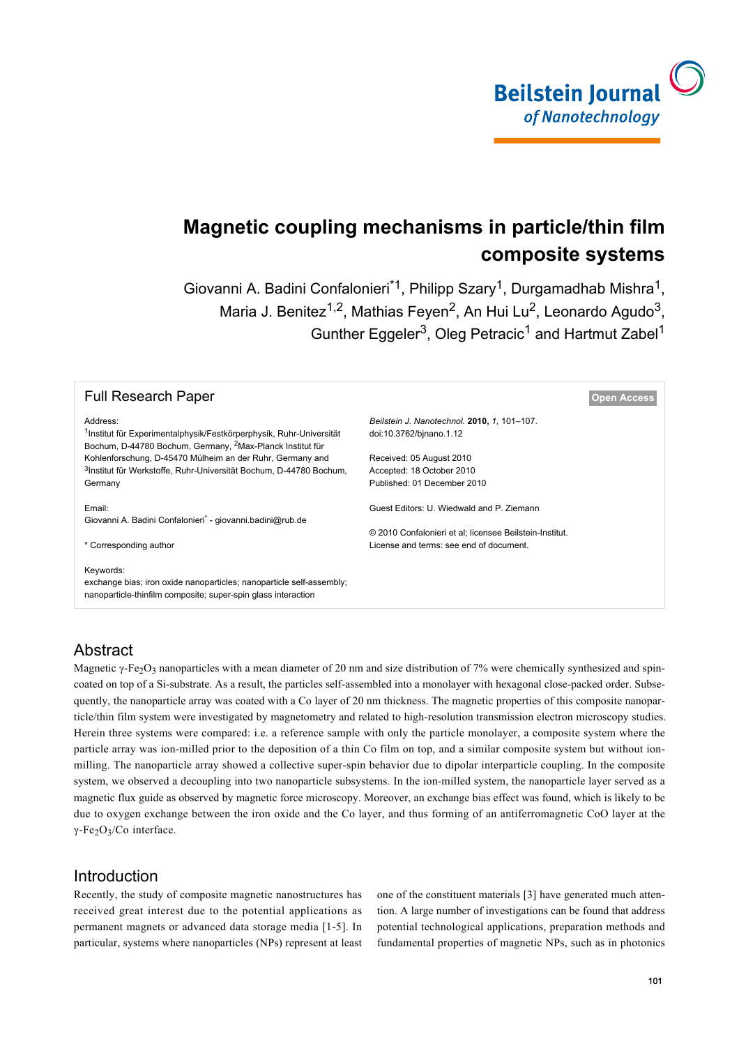Beilstein Journal of Nanotechnology

# Magnetic coupling mechanisms in particle/thin film composite systems

Giovanni A. Badini Confalonieri*[1], Philipp Szary[1], Durgamadhab Mishra[1], Maria J. Benitez[1,2], Mathias Feyen[2], An Hui Lu[2], Leonardo Agudo[3], Gunther Eggeler[3], Oleg Petracic[1] and Hartmut Zabel[1]

Full Research Paper

Open Access

Address:
[1]Institut für Experimentalphysik/Festkörperphysik, Ruhr-Universität Bochum, D-44780 Bochum, Germany, [2]Max-Planck Institut für Kohlenforschung, D-45470 Mülheim an der Ruhr, Germany and [3]Institut für Werkstoffe, Ruhr-Universität Bochum, D-44780 Bochum, Germany

Email:
Giovanni A. Badini Confalonieri* - giovanni.badini@rub.de

* Corresponding author

Keywords:
exchange bias; iron oxide nanoparticles; nanoparticle self-assembly; nanoparticle-thinfilm composite; super-spin glass interaction

*Beilstein J. Nanotechnol.* **2010,** *1,* 101–107.
doi:10.3762/bjnano.1.12

Received: 05 August 2010
Accepted: 18 October 2010
Published: 01 December 2010

Guest Editors: U. Wiedwald and P. Ziemann

© 2010 Confalonieri et al; licensee Beilstein-Institut.
License and terms: see end of document.

## Abstract

Magnetic $\gamma$-$Fe_2O_3$ nanoparticles with a mean diameter of 20 nm and size distribution of 7% were chemically synthesized and spin-coated on top of a Si-substrate. As a result, the particles self-assembled into a monolayer with hexagonal close-packed order. Subsequently, the nanoparticle array was coated with a Co layer of 20 nm thickness. The magnetic properties of this composite nanoparticle/thin film system were investigated by magnetometry and related to high-resolution transmission electron microscopy studies. Herein three systems were compared: i.e. a reference sample with only the particle monolayer, a composite system where the particle array was ion-milled prior to the deposition of a thin Co film on top, and a similar composite system but without ion-milling. The nanoparticle array showed a collective super-spin behavior due to dipolar interparticle coupling. In the composite system, we observed a decoupling into two nanoparticle subsystems. In the ion-milled system, the nanoparticle layer served as a magnetic flux guide as observed by magnetic force microscopy. Moreover, an exchange bias effect was found, which is likely to be due to oxygen exchange between the iron oxide and the Co layer, and thus forming of an antiferromagnetic CoO layer at the $\gamma$-$Fe_2O_3$/Co interface.

## Introduction

Recently, the study of composite magnetic nanostructures has received great interest due to the potential applications as permanent magnets or advanced data storage media [1-5]. In particular, systems where nanoparticles (NPs) represent at least one of the constituent materials [3] have generated much attention. A large number of investigations can be found that address potential technological applications, preparation methods and fundamental properties of magnetic NPs, such as in photonics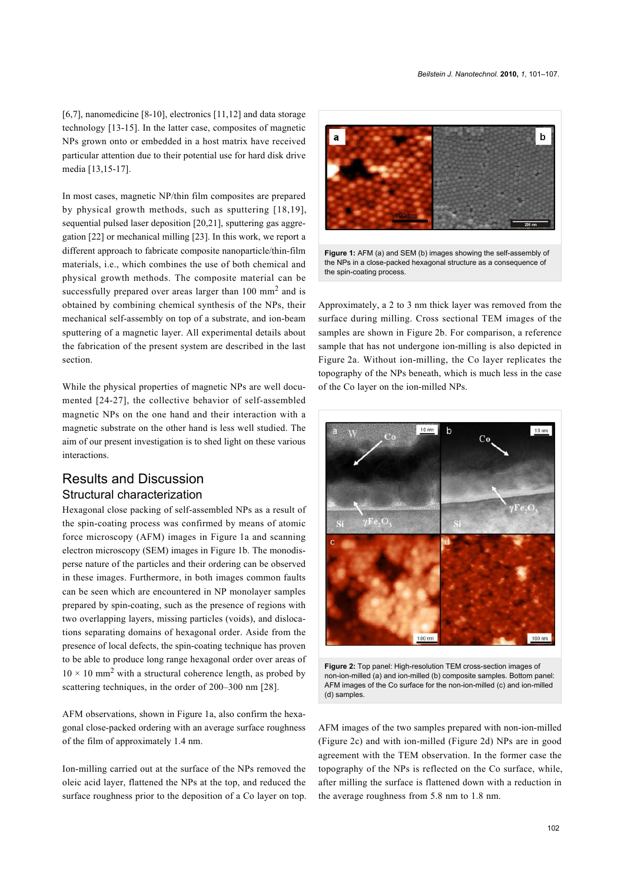[6,7], nanomedicine [8-10], electronics [11,12] and data storage technology [13-15]. In the latter case, composites of magnetic NPs grown onto or embedded in a host matrix have received particular attention due to their potential use for hard disk drive media [13,15-17].

In most cases, magnetic NP/thin film composites are prepared by physical growth methods, such as sputtering [18,19], sequential pulsed laser deposition [20,21], sputtering gas aggregation [22] or mechanical milling [23]. In this work, we report a different approach to fabricate composite nanoparticle/thin-film materials, i.e., which combines the use of both chemical and physical growth methods. The composite material can be successfully prepared over areas larger than 100 mm$^2$ and is obtained by combining chemical synthesis of the NPs, their mechanical self-assembly on top of a substrate, and ion-beam sputtering of a magnetic layer. All experimental details about the fabrication of the present system are described in the last section.

While the physical properties of magnetic NPs are well documented [24-27], the collective behavior of self-assembled magnetic NPs on the one hand and their interaction with a magnetic substrate on the other hand is less well studied. The aim of our present investigation is to shed light on these various interactions.

## Results and Discussion

### Structural characterization

Hexagonal close packing of self-assembled NPs as a result of the spin-coating process was confirmed by means of atomic force microscopy (AFM) images in Figure 1a and scanning electron microscopy (SEM) images in Figure 1b. The monodisperse nature of the particles and their ordering can be observed in these images. Furthermore, in both images common faults can be seen which are encountered in NP monolayer samples prepared by spin-coating, such as the presence of regions with two overlapping layers, missing particles (voids), and dislocations separating domains of hexagonal order. Aside from the presence of local defects, the spin-coating technique has proven to be able to produce long range hexagonal order over areas of $10 \times 10$ mm$^2$ with a structural coherence length, as probed by scattering techniques, in the order of 200–300 nm [28].

AFM observations, shown in Figure 1a, also confirm the hexagonal close-packed ordering with an average surface roughness of the film of approximately 1.4 nm.

Ion-milling carried out at the surface of the NPs removed the oleic acid layer, flattened the NPs at the top, and reduced the surface roughness prior to the deposition of a Co layer on top.

**Figure 1:** AFM (a) and SEM (b) images showing the self-assembly of the NPs in a close-packed hexagonal structure as a consequence of the spin-coating process.

Approximately, a 2 to 3 nm thick layer was removed from the surface during milling. Cross sectional TEM images of the samples are shown in Figure 2b. For comparison, a reference sample that has not undergone ion-milling is also depicted in Figure 2a. Without ion-milling, the Co layer replicates the topography of the NPs beneath, which is much less in the case of the Co layer on the ion-milled NPs.

**Figure 2:** Top panel: High-resolution TEM cross-section images of non-ion-milled (a) and ion-milled (b) composite samples. Bottom panel: AFM images of the Co surface for the non-ion-milled (c) and ion-milled (d) samples.

AFM images of the two samples prepared with non-ion-milled (Figure 2c) and with ion-milled (Figure 2d) NPs are in good agreement with the TEM observation. In the former case the topography of the NPs is reflected on the Co surface, while, after milling the surface is flattened down with a reduction in the average roughness from 5.8 nm to 1.8 nm.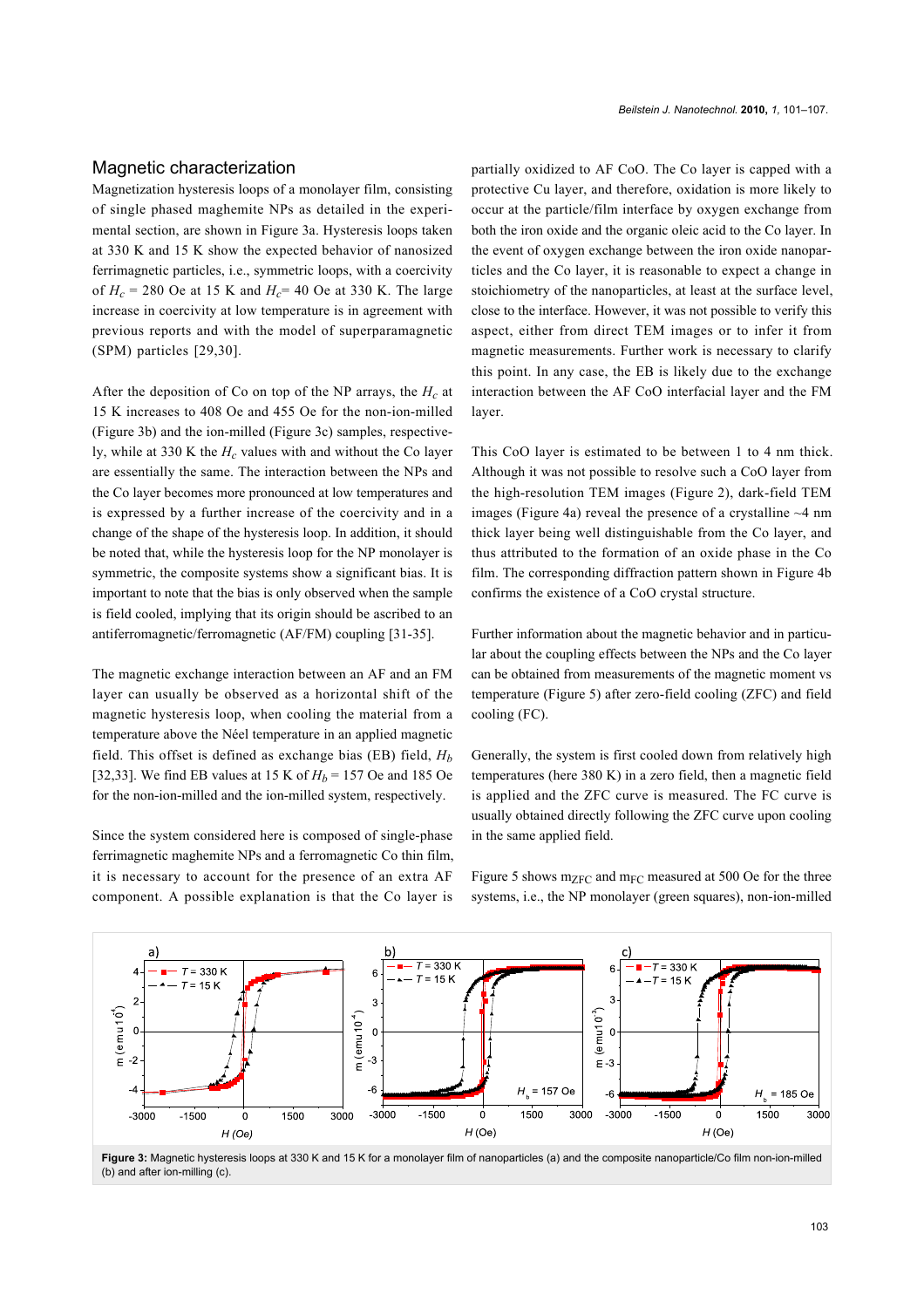## Magnetic characterization

Magnetization hysteresis loops of a monolayer film, consisting of single phased maghemite NPs as detailed in the experimental section, are shown in Figure 3a. Hysteresis loops taken at 330 K and 15 K show the expected behavior of nanosized ferrimagnetic particles, i.e., symmetric loops, with a coercivity of $H_c$ = 280 Oe at 15 K and $H_c$= 40 Oe at 330 K. The large increase in coercivity at low temperature is in agreement with previous reports and with the model of superparamagnetic (SPM) particles [29,30].

After the deposition of Co on top of the NP arrays, the $H_c$ at 15 K increases to 408 Oe and 455 Oe for the non-ion-milled (Figure 3b) and the ion-milled (Figure 3c) samples, respectively, while at 330 K the $H_c$ values with and without the Co layer are essentially the same. The interaction between the NPs and the Co layer becomes more pronounced at low temperatures and is expressed by a further increase of the coercivity and in a change of the shape of the hysteresis loop. In addition, it should be noted that, while the hysteresis loop for the NP monolayer is symmetric, the composite systems show a significant bias. It is important to note that the bias is only observed when the sample is field cooled, implying that its origin should be ascribed to an antiferromagnetic/ferromagnetic (AF/FM) coupling [31-35].

The magnetic exchange interaction between an AF and an FM layer can usually be observed as a horizontal shift of the magnetic hysteresis loop, when cooling the material from a temperature above the Néel temperature in an applied magnetic field. This offset is defined as exchange bias (EB) field, $H_b$ [32,33]. We find EB values at 15 K of $H_b$ = 157 Oe and 185 Oe for the non-ion-milled and the ion-milled system, respectively.

Since the system considered here is composed of single-phase ferrimagnetic maghemite NPs and a ferromagnetic Co thin film, it is necessary to account for the presence of an extra AF component. A possible explanation is that the Co layer is partially oxidized to AF CoO. The Co layer is capped with a protective Cu layer, and therefore, oxidation is more likely to occur at the particle/film interface by oxygen exchange from both the iron oxide and the organic oleic acid to the Co layer. In the event of oxygen exchange between the iron oxide nanoparticles and the Co layer, it is reasonable to expect a change in stoichiometry of the nanoparticles, at least at the surface level, close to the interface. However, it was not possible to verify this aspect, either from direct TEM images or to infer it from magnetic measurements. Further work is necessary to clarify this point. In any case, the EB is likely due to the exchange interaction between the AF CoO interfacial layer and the FM layer.

This CoO layer is estimated to be between 1 to 4 nm thick. Although it was not possible to resolve such a CoO layer from the high-resolution TEM images (Figure 2), dark-field TEM images (Figure 4a) reveal the presence of a crystalline ~4 nm thick layer being well distinguishable from the Co layer, and thus attributed to the formation of an oxide phase in the Co film. The corresponding diffraction pattern shown in Figure 4b confirms the existence of a CoO crystal structure.

Further information about the magnetic behavior and in particular about the coupling effects between the NPs and the Co layer can be obtained from measurements of the magnetic moment vs temperature (Figure 5) after zero-field cooling (ZFC) and field cooling (FC).

Generally, the system is first cooled down from relatively high temperatures (here 380 K) in a zero field, then a magnetic field is applied and the ZFC curve is measured. The FC curve is usually obtained directly following the ZFC curve upon cooling in the same applied field.

Figure 5 shows $m_{ZFC}$ and $m_{FC}$ measured at 500 Oe for the three systems, i.e., the NP monolayer (green squares), non-ion-milled

a) $T$ = 330 K, $T$ = 15 K; m (emu 10$^{-4}$); H (Oe)

b) $T$ = 330 K, $T$ = 15 K; m (emu 10$^{-4}$); $H_b$ = 157 Oe; H (Oe)

c) $T$ = 330 K, $T$ = 15 K; m (emu 10$^{-3}$); $H_b$ = 185 Oe; H (Oe)

**Figure 3:** Magnetic hysteresis loops at 330 K and 15 K for a monolayer film of nanoparticles (a) and the composite nanoparticle/Co film non-ion-milled (b) and after ion-milling (c).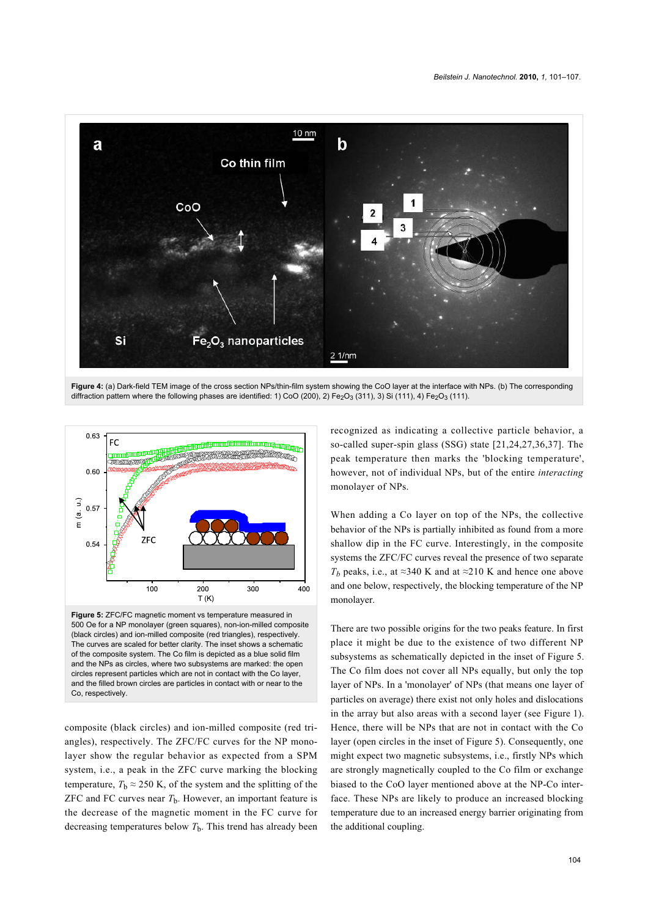**Figure 4:** (a) Dark-field TEM image of the cross section NPs/thin-film system showing the CoO layer at the interface with NPs. (b) The corresponding diffraction pattern where the following phases are identified: 1) CoO (200), 2) $Fe_2O_3$ (311), 3) Si (111), 4) $Fe_2O_3$ (111).

**Figure 5:** ZFC/FC magnetic moment vs temperature measured in 500 Oe for a NP monolayer (green squares), non-ion-milled composite (black circles) and ion-milled composite (red triangles), respectively. The curves are scaled for better clarity. The inset shows a schematic of the composite system. The Co film is depicted as a blue solid film and the NPs as circles, where two subsystems are marked: the open circles represent particles which are not in contact with the Co layer, and the filled brown circles are particles in contact with or near to the Co, respectively.

composite (black circles) and ion-milled composite (red triangles), respectively. The ZFC/FC curves for the NP monolayer show the regular behavior as expected from a SPM system, i.e., a peak in the ZFC curve marking the blocking temperature, $T_b \approx 250$ K, of the system and the splitting of the ZFC and FC curves near $T_b$. However, an important feature is the decrease of the magnetic moment in the FC curve for decreasing temperatures below $T_b$. This trend has already been recognized as indicating a collective particle behavior, a so-called super-spin glass (SSG) state [21,24,27,36,37]. The peak temperature then marks the 'blocking temperature', however, not of individual NPs, but of the entire *interacting* monolayer of NPs.

When adding a Co layer on top of the NPs, the collective behavior of the NPs is partially inhibited as found from a more shallow dip in the FC curve. Interestingly, in the composite systems the ZFC/FC curves reveal the presence of two separate $T_b$ peaks, i.e., at ≈340 K and at ≈210 K and hence one above and one below, respectively, the blocking temperature of the NP monolayer.

There are two possible origins for the two peaks feature. In first place it might be due to the existence of two different NP subsystems as schematically depicted in the inset of Figure 5. The Co film does not cover all NPs equally, but only the top layer of NPs. In a 'monolayer' of NPs (that means one layer of particles on average) there exist not only holes and dislocations in the array but also areas with a second layer (see Figure 1). Hence, there will be NPs that are not in contact with the Co layer (open circles in the inset of Figure 5). Consequently, one might expect two magnetic subsystems, i.e., firstly NPs which are strongly magnetically coupled to the Co film or exchange biased to the CoO layer mentioned above at the NP-Co interface. These NPs are likely to produce an increased blocking temperature due to an increased energy barrier originating from the additional coupling.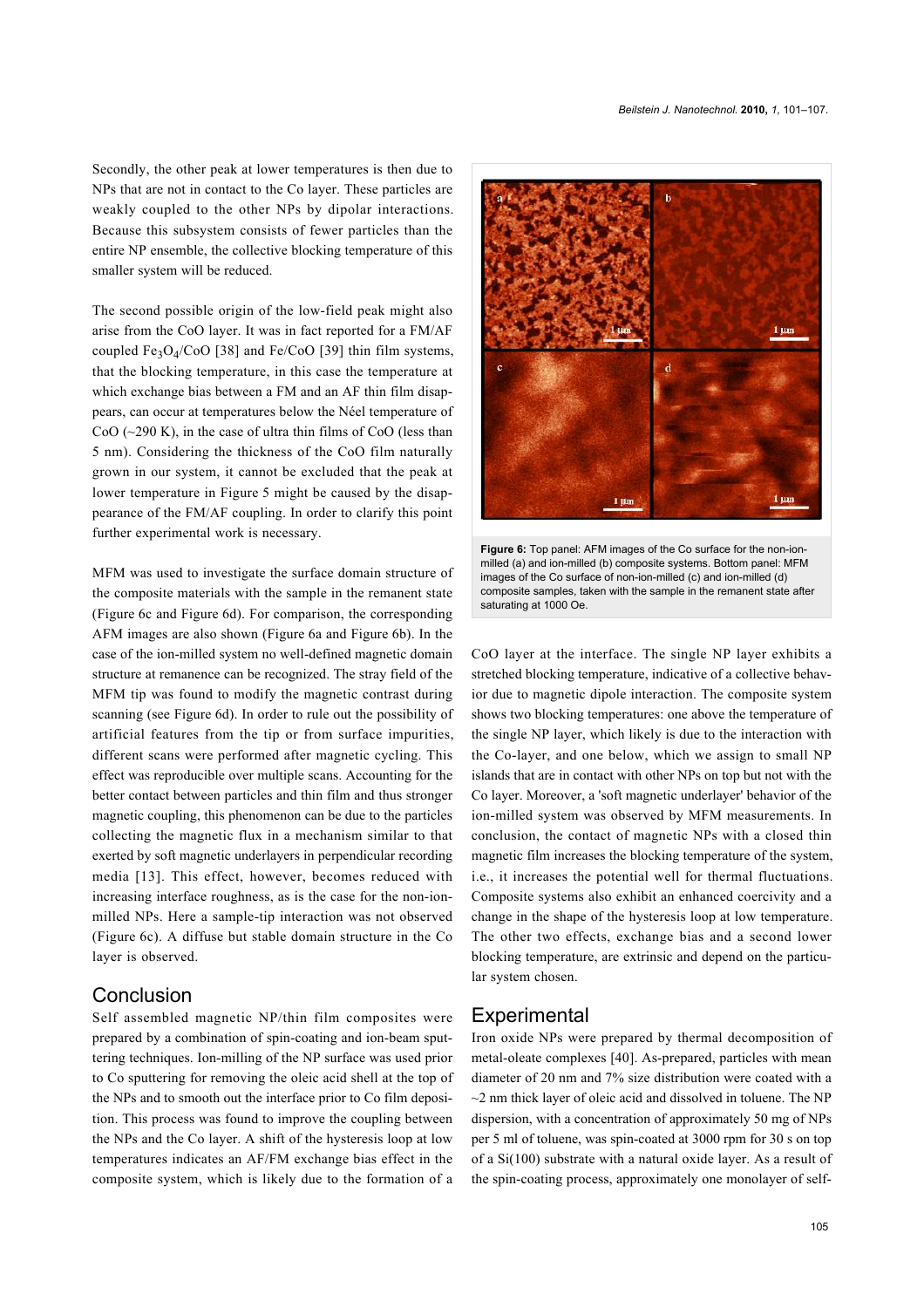Secondly, the other peak at lower temperatures is then due to NPs that are not in contact to the Co layer. These particles are weakly coupled to the other NPs by dipolar interactions. Because this subsystem consists of fewer particles than the entire NP ensemble, the collective blocking temperature of this smaller system will be reduced.

The second possible origin of the low-field peak might also arise from the CoO layer. It was in fact reported for a FM/AF coupled $Fe_3O_4$/CoO [38] and Fe/CoO [39] thin film systems, that the blocking temperature, in this case the temperature at which exchange bias between a FM and an AF thin film disappears, can occur at temperatures below the Néel temperature of CoO (~290 K), in the case of ultra thin films of CoO (less than 5 nm). Considering the thickness of the CoO film naturally grown in our system, it cannot be excluded that the peak at lower temperature in Figure 5 might be caused by the disappearance of the FM/AF coupling. In order to clarify this point further experimental work is necessary.

MFM was used to investigate the surface domain structure of the composite materials with the sample in the remanent state (Figure 6c and Figure 6d). For comparison, the corresponding AFM images are also shown (Figure 6a and Figure 6b). In the case of the ion-milled system no well-defined magnetic domain structure at remanence can be recognized. The stray field of the MFM tip was found to modify the magnetic contrast during scanning (see Figure 6d). In order to rule out the possibility of artificial features from the tip or from surface impurities, different scans were performed after magnetic cycling. This effect was reproducible over multiple scans. Accounting for the better contact between particles and thin film and thus stronger magnetic coupling, this phenomenon can be due to the particles collecting the magnetic flux in a mechanism similar to that exerted by soft magnetic underlayers in perpendicular recording media [13]. This effect, however, becomes reduced with increasing interface roughness, as is the case for the non-ion-milled NPs. Here a sample-tip interaction was not observed (Figure 6c). A diffuse but stable domain structure in the Co layer is observed.

**Figure 6:** Top panel: AFM images of the Co surface for the non-ion-milled (a) and ion-milled (b) composite systems. Bottom panel: MFM images of the Co surface of non-ion-milled (c) and ion-milled (d) composite samples, taken with the sample in the remanent state after saturating at 1000 Oe.

## Conclusion

Self assembled magnetic NP/thin film composites were prepared by a combination of spin-coating and ion-beam sputtering techniques. Ion-milling of the NP surface was used prior to Co sputtering for removing the oleic acid shell at the top of the NPs and to smooth out the interface prior to Co film deposition. This process was found to improve the coupling between the NPs and the Co layer. A shift of the hysteresis loop at low temperatures indicates an AF/FM exchange bias effect in the composite system, which is likely due to the formation of a CoO layer at the interface. The single NP layer exhibits a stretched blocking temperature, indicative of a collective behavior due to magnetic dipole interaction. The composite system shows two blocking temperatures: one above the temperature of the single NP layer, which likely is due to the interaction with the Co-layer, and one below, which we assign to small NP islands that are in contact with other NPs on top but not with the Co layer. Moreover, a 'soft magnetic underlayer' behavior of the ion-milled system was observed by MFM measurements. In conclusion, the contact of magnetic NPs with a closed thin magnetic film increases the blocking temperature of the system, i.e., it increases the potential well for thermal fluctuations. Composite systems also exhibit an enhanced coercivity and a change in the shape of the hysteresis loop at low temperature. The other two effects, exchange bias and a second lower blocking temperature, are extrinsic and depend on the particular system chosen.

## Experimental

Iron oxide NPs were prepared by thermal decomposition of metal-oleate complexes [40]. As-prepared, particles with mean diameter of 20 nm and 7% size distribution were coated with a ~2 nm thick layer of oleic acid and dissolved in toluene. The NP dispersion, with a concentration of approximately 50 mg of NPs per 5 ml of toluene, was spin-coated at 3000 rpm for 30 s on top of a Si(100) substrate with a natural oxide layer. As a result of the spin-coating process, approximately one monolayer of self-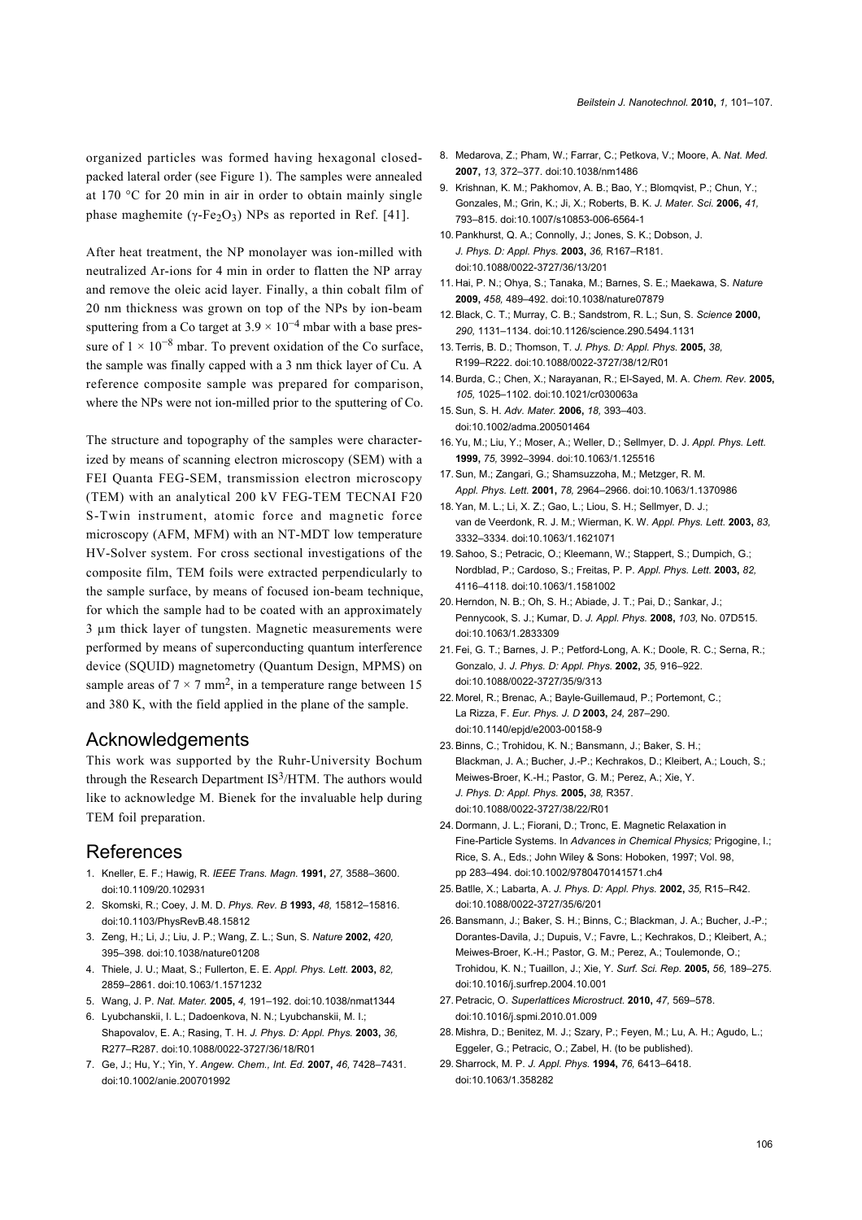organized particles was formed having hexagonal closed-packed lateral order (see Figure 1). The samples were annealed at 170 °C for 20 min in air in order to obtain mainly single phase maghemite ($\gamma$-$Fe_2O_3$) NPs as reported in Ref. [41].

After heat treatment, the NP monolayer was ion-milled with neutralized Ar-ions for 4 min in order to flatten the NP array and remove the oleic acid layer. Finally, a thin cobalt film of 20 nm thickness was grown on top of the NPs by ion-beam sputtering from a Co target at $3.9 \times 10^{-4}$ mbar with a base pressure of $1 \times 10^{-8}$ mbar. To prevent oxidation of the Co surface, the sample was finally capped with a 3 nm thick layer of Cu. A reference composite sample was prepared for comparison, where the NPs were not ion-milled prior to the sputtering of Co.

The structure and topography of the samples were characterized by means of scanning electron microscopy (SEM) with a FEI Quanta FEG-SEM, transmission electron microscopy (TEM) with an analytical 200 kV FEG-TEM TECNAI F20 S-Twin instrument, atomic force and magnetic force microscopy (AFM, MFM) with an NT-MDT low temperature HV-Solver system. For cross sectional investigations of the composite film, TEM foils were extracted perpendicularly to the sample surface, by means of focused ion-beam technique, for which the sample had to be coated with an approximately 3 µm thick layer of tungsten. Magnetic measurements were performed by means of superconducting quantum interference device (SQUID) magnetometry (Quantum Design, MPMS) on sample areas of $7 \times 7$ mm$^2$, in a temperature range between 15 and 380 K, with the field applied in the plane of the sample.

## Acknowledgements

This work was supported by the Ruhr-University Bochum through the Research Department IS$^3$/HTM. The authors would like to acknowledge M. Bienek for the invaluable help during TEM foil preparation.

## References

1. Kneller, E. F.; Hawig, R. *IEEE Trans. Magn.* **1991,** *27,* 3588–3600. doi:10.1109/20.102931
2. Skomski, R.; Coey, J. M. D. *Phys. Rev. B* **1993,** *48,* 15812–15816. doi:10.1103/PhysRevB.48.15812
3. Zeng, H.; Li, J.; Liu, J. P.; Wang, Z. L.; Sun, S. *Nature* **2002,** *420,* 395–398. doi:10.1038/nature01208
4. Thiele, J. U.; Maat, S.; Fullerton, E. E. *Appl. Phys. Lett.* **2003,** *82,* 2859–2861. doi:10.1063/1.1571232
5. Wang, J. P. *Nat. Mater.* **2005,** *4,* 191–192. doi:10.1038/nmat1344
6. Lyubchanskii, I. L.; Dadoenkova, N. N.; Lyubchanskii, M. I.; Shapovalov, E. A.; Rasing, T. H. *J. Phys. D: Appl. Phys.* **2003,** *36,* R277–R287. doi:10.1088/0022-3727/36/18/R01
7. Ge, J.; Hu, Y.; Yin, Y. *Angew. Chem., Int. Ed.* **2007,** *46,* 7428–7431. doi:10.1002/anie.200701992
8. Medarova, Z.; Pham, W.; Farrar, C.; Petkova, V.; Moore, A. *Nat. Med.* **2007,** *13,* 372–377. doi:10.1038/nm1486
9. Krishnan, K. M.; Pakhomov, A. B.; Bao, Y.; Blomqvist, P.; Chun, Y.; Gonzales, M.; Grin, K.; Ji, X.; Roberts, B. K. *J. Mater. Sci.* **2006,** *41,* 793–815. doi:10.1007/s10853-006-6564-1
10. Pankhurst, Q. A.; Connolly, J.; Jones, S. K.; Dobson, J. *J. Phys. D: Appl. Phys.* **2003,** *36,* R167–R181. doi:10.1088/0022-3727/36/13/201
11. Hai, P. N.; Ohya, S.; Tanaka, M.; Barnes, S. E.; Maekawa, S. *Nature* **2009,** *458,* 489–492. doi:10.1038/nature07879
12. Black, C. T.; Murray, C. B.; Sandstrom, R. L.; Sun, S. *Science* **2000,** *290,* 1131–1134. doi:10.1126/science.290.5494.1131
13. Terris, B. D.; Thomson, T. *J. Phys. D: Appl. Phys.* **2005,** *38,* R199–R222. doi:10.1088/0022-3727/38/12/R01
14. Burda, C.; Chen, X.; Narayanan, R.; El-Sayed, M. A. *Chem. Rev.* **2005,** *105,* 1025–1102. doi:10.1021/cr030063a
15. Sun, S. H. *Adv. Mater.* **2006,** *18,* 393–403. doi:10.1002/adma.200501464
16. Yu, M.; Liu, Y.; Moser, A.; Weller, D.; Sellmyer, D. J. *Appl. Phys. Lett.* **1999,** *75,* 3992–3994. doi:10.1063/1.125516
17. Sun, M.; Zangari, G.; Shamsuzzoha, M.; Metzger, R. M. *Appl. Phys. Lett.* **2001,** *78,* 2964–2966. doi:10.1063/1.1370986
18. Yan, M. L.; Li, X. Z.; Gao, L.; Liou, S. H.; Sellmyer, D. J.; van de Veerdonk, R. J. M.; Wierman, K. W. *Appl. Phys. Lett.* **2003,** *83,* 3332–3334. doi:10.1063/1.1621071
19. Sahoo, S.; Petracic, O.; Kleemann, W.; Stappert, S.; Dumpich, G.; Nordblad, P.; Cardoso, S.; Freitas, P. P. *Appl. Phys. Lett.* **2003,** *82,* 4116–4118. doi:10.1063/1.1581002
20. Herndon, N. B.; Oh, S. H.; Abiade, J. T.; Pai, D.; Sankar, J.; Pennycook, S. J.; Kumar, D. *J. Appl. Phys.* **2008,** *103,* No. 07D515. doi:10.1063/1.2833309
21. Fei, G. T.; Barnes, J. P.; Petford-Long, A. K.; Doole, R. C.; Serna, R.; Gonzalo, J. *J. Phys. D: Appl. Phys.* **2002,** *35,* 916–922. doi:10.1088/0022-3727/35/9/313
22. Morel, R.; Brenac, A.; Bayle-Guillemaud, P.; Portemont, C.; La Rizza, F. *Eur. Phys. J. D* **2003,** *24,* 287–290. doi:10.1140/epjd/e2003-00158-9
23. Binns, C.; Trohidou, K. N.; Bansmann, J.; Baker, S. H.; Blackman, J. A.; Bucher, J.-P.; Kechrakos, D.; Kleibert, A.; Louch, S.; Meiwes-Broer, K.-H.; Pastor, G. M.; Perez, A.; Xie, Y. *J. Phys. D: Appl. Phys.* **2005,** *38,* R357. doi:10.1088/0022-3727/38/22/R01
24. Dormann, J. L.; Fiorani, D.; Tronc, E. Magnetic Relaxation in Fine-Particle Systems. In *Advances in Chemical Physics;* Prigogine, I.; Rice, S. A., Eds.; John Wiley & Sons: Hoboken, 1997; Vol. 98, pp 283–494. doi:10.1002/9780470141571.ch4
25. Batlle, X.; Labarta, A. *J. Phys. D: Appl. Phys.* **2002,** *35,* R15–R42. doi:10.1088/0022-3727/35/6/201
26. Bansmann, J.; Baker, S. H.; Binns, C.; Blackman, J. A.; Bucher, J.-P.; Dorantes-Davila, J.; Dupuis, V.; Favre, L.; Kechrakos, D.; Kleibert, A.; Meiwes-Broer, K.-H.; Pastor, G. M.; Perez, A.; Toulemonde, O.; Trohidou, K. N.; Tuaillon, J.; Xie, Y. *Surf. Sci. Rep.* **2005,** *56,* 189–275. doi:10.1016/j.surfrep.2004.10.001
27. Petracic, O. *Superlattices Microstruct.* **2010,** *47,* 569–578. doi:10.1016/j.spmi.2010.01.009
28. Mishra, D.; Benitez, M. J.; Szary, P.; Feyen, M.; Lu, A. H.; Agudo, L.; Eggeler, G.; Petracic, O.; Zabel, H. (to be published).
29. Sharrock, M. P. *J. Appl. Phys.* **1994,** *76,* 6413–6418. doi:10.1063/1.358282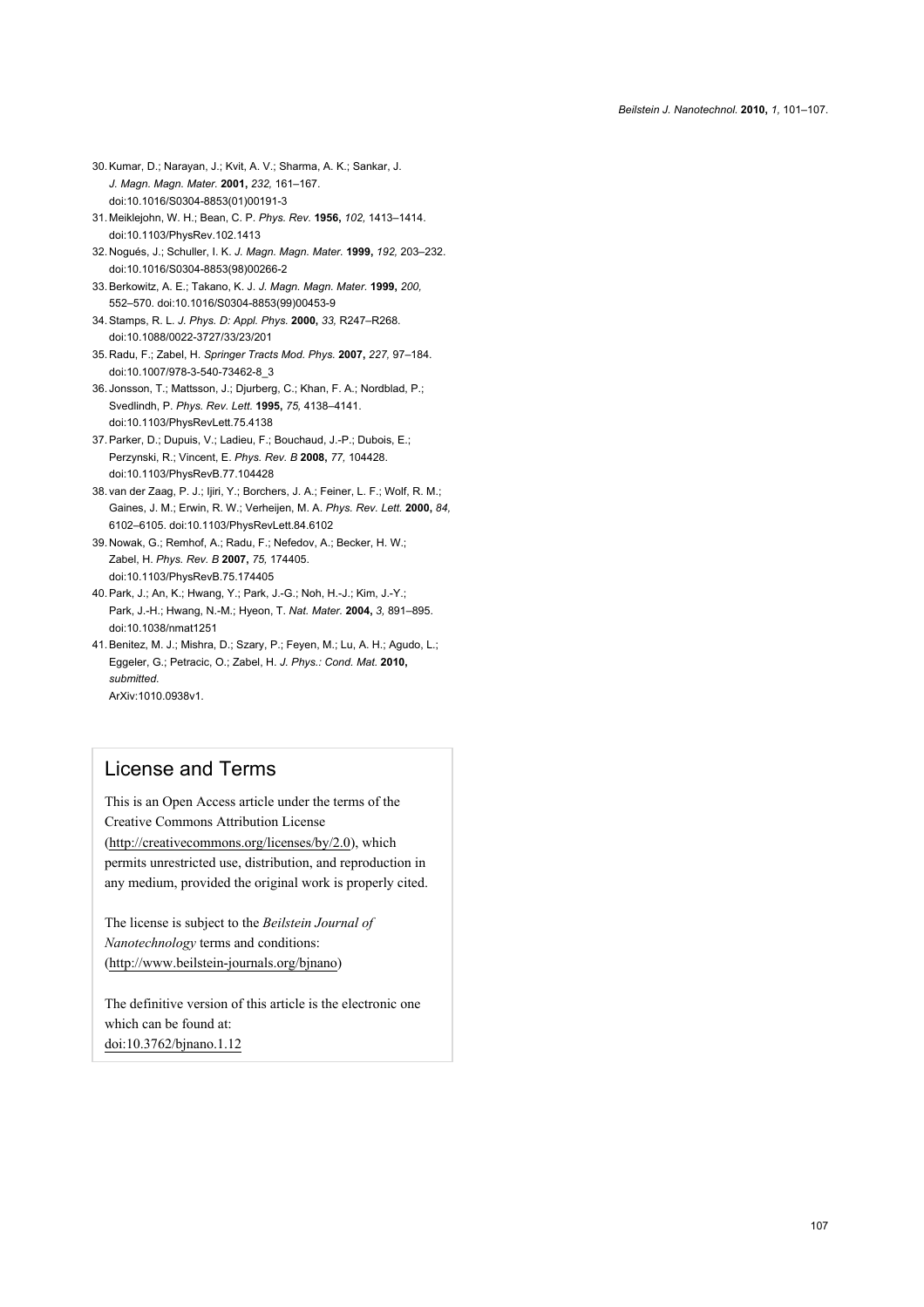30. Kumar, D.; Narayan, J.; Kvit, A. V.; Sharma, A. K.; Sankar, J. *J. Magn. Magn. Mater.* **2001,** *232,* 161–167. doi:10.1016/S0304-8853(01)00191-3
31. Meiklejohn, W. H.; Bean, C. P. *Phys. Rev.* **1956,** *102,* 1413–1414. doi:10.1103/PhysRev.102.1413
32. Nogués, J.; Schuller, I. K. *J. Magn. Magn. Mater.* **1999,** *192,* 203–232. doi:10.1016/S0304-8853(98)00266-2
33. Berkowitz, A. E.; Takano, K. J. *J. Magn. Magn. Mater.* **1999,** *200,* 552–570. doi:10.1016/S0304-8853(99)00453-9
34. Stamps, R. L. *J. Phys. D: Appl. Phys.* **2000,** *33,* R247–R268. doi:10.1088/0022-3727/33/23/201
35. Radu, F.; Zabel, H. *Springer Tracts Mod. Phys.* **2007,** *227,* 97–184. doi:10.1007/978-3-540-73462-8_3
36. Jonsson, T.; Mattsson, J.; Djurberg, C.; Khan, F. A.; Nordblad, P.; Svedlindh, P. *Phys. Rev. Lett.* **1995,** *75,* 4138–4141. doi:10.1103/PhysRevLett.75.4138
37. Parker, D.; Dupuis, V.; Ladieu, F.; Bouchaud, J.-P.; Dubois, E.; Perzynski, R.; Vincent, E. *Phys. Rev. B* **2008,** *77,* 104428. doi:10.1103/PhysRevB.77.104428
38. van der Zaag, P. J.; Ijiri, Y.; Borchers, J. A.; Feiner, L. F.; Wolf, R. M.; Gaines, J. M.; Erwin, R. W.; Verheijen, M. A. *Phys. Rev. Lett.* **2000,** *84,* 6102–6105. doi:10.1103/PhysRevLett.84.6102
39. Nowak, G.; Remhof, A.; Radu, F.; Nefedov, A.; Becker, H. W.; Zabel, H. *Phys. Rev. B* **2007,** *75,* 174405. doi:10.1103/PhysRevB.75.174405
40. Park, J.; An, K.; Hwang, Y.; Park, J.-G.; Noh, H.-J.; Kim, J.-Y.; Park, J.-H.; Hwang, N.-M.; Hyeon, T. *Nat. Mater.* **2004,** *3,* 891–895. doi:10.1038/nmat1251
41. Benitez, M. J.; Mishra, D.; Szary, P.; Feyen, M.; Lu, A. H.; Agudo, L.; Eggeler, G.; Petracic, O.; Zabel, H. *J. Phys.: Cond. Mat.* **2010,** *submitted.* ArXiv:1010.0938v1.

## License and Terms

This is an Open Access article under the terms of the Creative Commons Attribution License (http://creativecommons.org/licenses/by/2.0), which permits unrestricted use, distribution, and reproduction in any medium, provided the original work is properly cited.

The license is subject to the *Beilstein Journal of Nanotechnology* terms and conditions: (http://www.beilstein-journals.org/bjnano)

The definitive version of this article is the electronic one which can be found at: doi:10.3762/bjnano.1.12